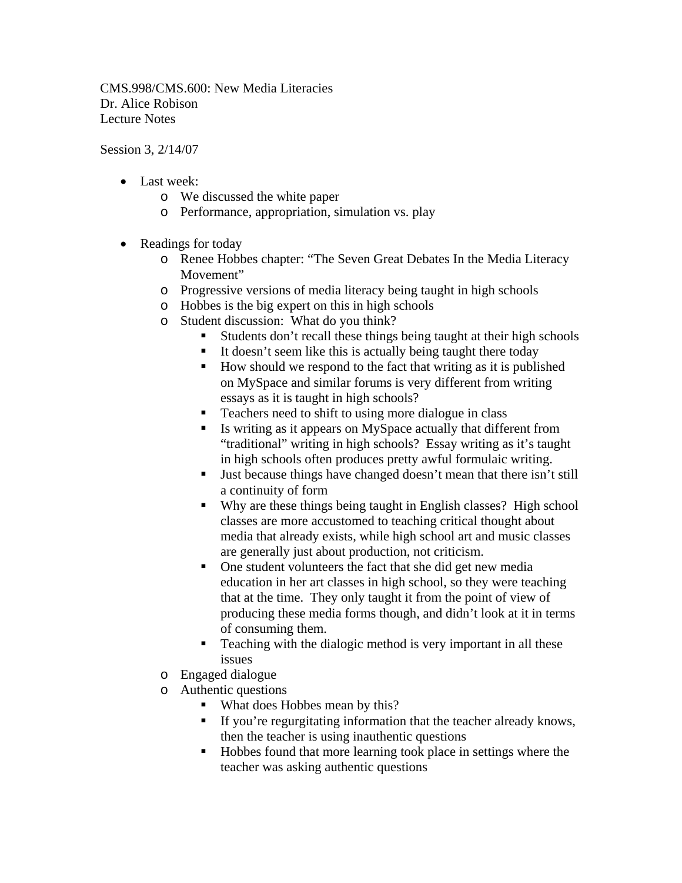CMS.998/CMS.600: New Media Literacies
Dr. Alice Robison
Lecture Notes

Session 3, 2/14/07

- Last week:
  - We discussed the white paper
  - Performance, appropriation, simulation vs. play

- Readings for today
  - Renee Hobbes chapter: "The Seven Great Debates In the Media Literacy Movement"
  - Progressive versions of media literacy being taught in high schools
  - Hobbes is the big expert on this in high schools
  - Student discussion: What do you think?
    - Students don't recall these things being taught at their high schools
    - It doesn't seem like this is actually being taught there today
    - How should we respond to the fact that writing as it is published on MySpace and similar forums is very different from writing essays as it is taught in high schools?
    - Teachers need to shift to using more dialogue in class
    - Is writing as it appears on MySpace actually that different from "traditional" writing in high schools? Essay writing as it's taught in high schools often produces pretty awful formulaic writing.
    - Just because things have changed doesn't mean that there isn't still a continuity of form
    - Why are these things being taught in English classes? High school classes are more accustomed to teaching critical thought about media that already exists, while high school art and music classes are generally just about production, not criticism.
    - One student volunteers the fact that she did get new media education in her art classes in high school, so they were teaching that at the time. They only taught it from the point of view of producing these media forms though, and didn't look at it in terms of consuming them.
    - Teaching with the dialogic method is very important in all these issues
  - Engaged dialogue
  - Authentic questions
    - What does Hobbes mean by this?
    - If you're regurgitating information that the teacher already knows, then the teacher is using inauthentic questions
    - Hobbes found that more learning took place in settings where the teacher was asking authentic questions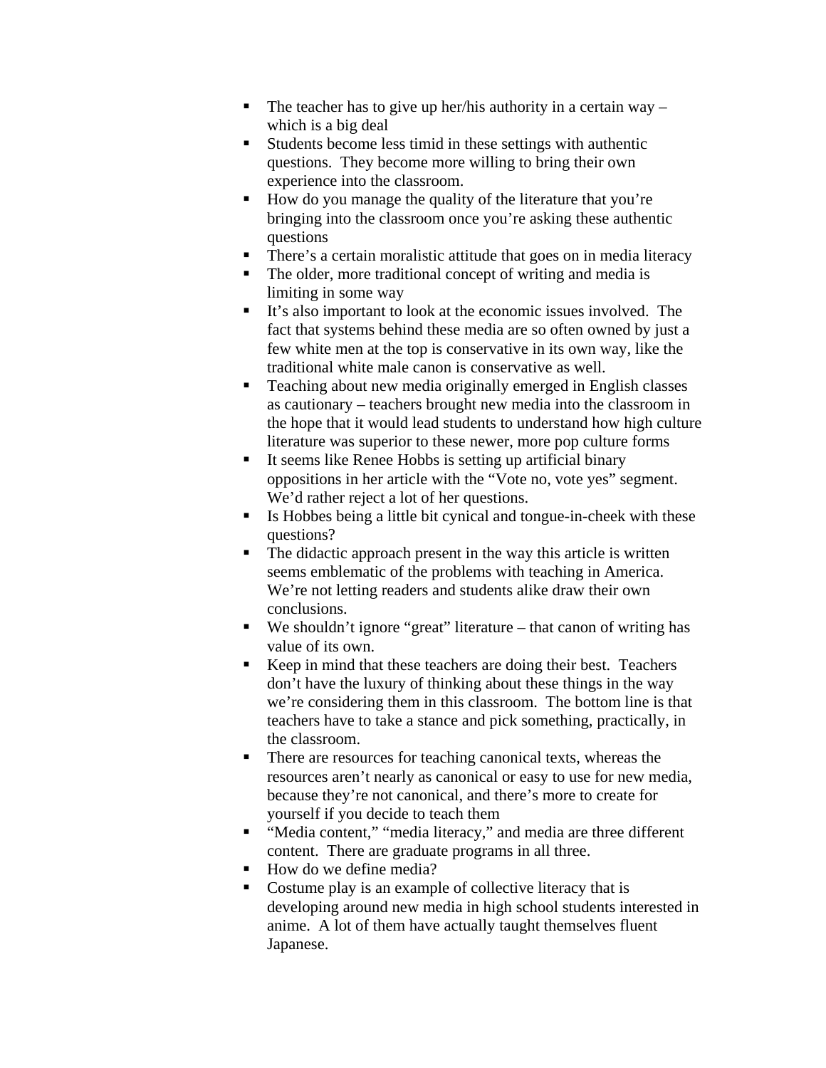- The teacher has to give up her/his authority in a certain way – which is a big deal
- Students become less timid in these settings with authentic questions. They become more willing to bring their own experience into the classroom.
- How do you manage the quality of the literature that you're bringing into the classroom once you're asking these authentic questions
- There's a certain moralistic attitude that goes on in media literacy
- The older, more traditional concept of writing and media is limiting in some way
- It's also important to look at the economic issues involved. The fact that systems behind these media are so often owned by just a few white men at the top is conservative in its own way, like the traditional white male canon is conservative as well.
- Teaching about new media originally emerged in English classes as cautionary – teachers brought new media into the classroom in the hope that it would lead students to understand how high culture literature was superior to these newer, more pop culture forms
- It seems like Renee Hobbs is setting up artificial binary oppositions in her article with the "Vote no, vote yes" segment. We'd rather reject a lot of her questions.
- Is Hobbes being a little bit cynical and tongue-in-cheek with these questions?
- The didactic approach present in the way this article is written seems emblematic of the problems with teaching in America. We're not letting readers and students alike draw their own conclusions.
- We shouldn't ignore "great" literature – that canon of writing has value of its own.
- Keep in mind that these teachers are doing their best. Teachers don't have the luxury of thinking about these things in the way we're considering them in this classroom. The bottom line is that teachers have to take a stance and pick something, practically, in the classroom.
- There are resources for teaching canonical texts, whereas the resources aren't nearly as canonical or easy to use for new media, because they're not canonical, and there's more to create for yourself if you decide to teach them
- "Media content," "media literacy," and media are three different content. There are graduate programs in all three.
- How do we define media?
- Costume play is an example of collective literacy that is developing around new media in high school students interested in anime. A lot of them have actually taught themselves fluent Japanese.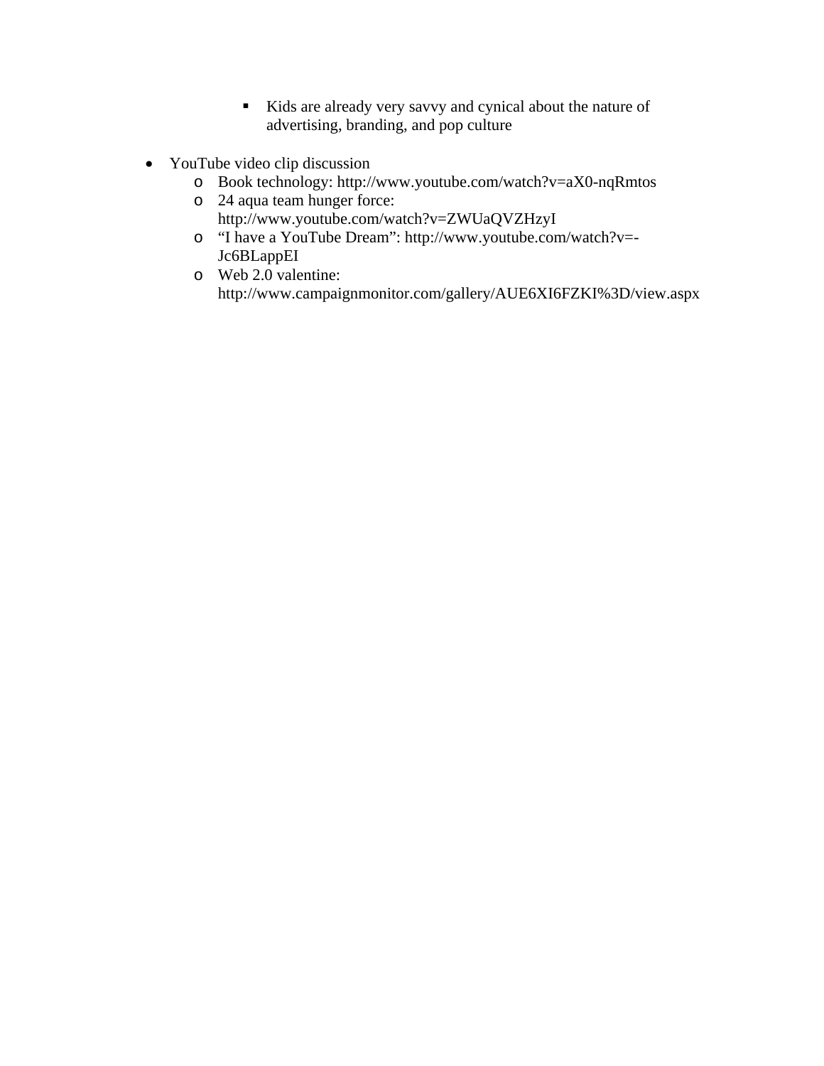- Kids are already very savvy and cynical about the nature of advertising, branding, and pop culture

- YouTube video clip discussion
    - Book technology: http://www.youtube.com/watch?v=aX0-nqRmtos
    - 24 aqua team hunger force: http://www.youtube.com/watch?v=ZWUaQVZHzyI
    - “I have a YouTube Dream”: http://www.youtube.com/watch?v=-Jc6BLappEI
    - Web 2.0 valentine: http://www.campaignmonitor.com/gallery/AUE6XI6FZKI%3D/view.aspx